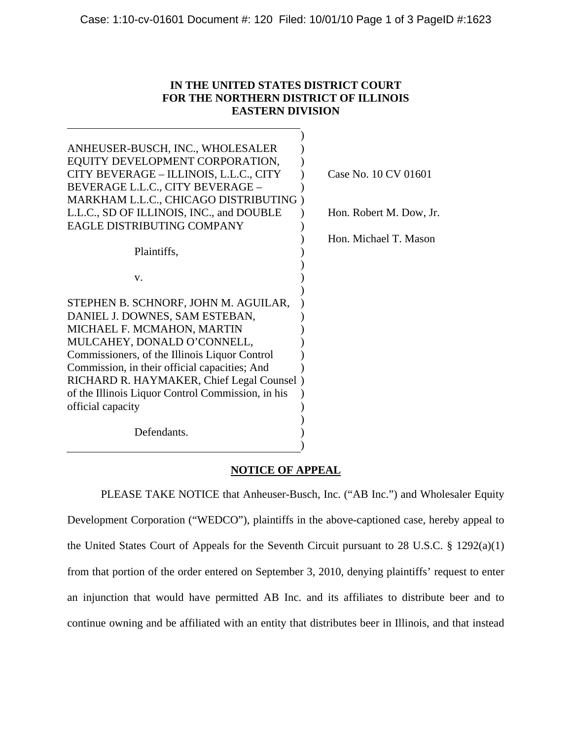**IN THE UNITED STATES DISTRICT COURT**
**FOR THE NORTHERN DISTRICT OF ILLINOIS**
**EASTERN DIVISION**

ANHEUSER-BUSCH, INC., WHOLESALER EQUITY DEVELOPMENT CORPORATION, CITY BEVERAGE – ILLINOIS, L.L.C., CITY BEVERAGE L.L.C., CITY BEVERAGE – MARKHAM L.L.C., CHICAGO DISTRIBUTING L.L.C., SD OF ILLINOIS, INC., and DOUBLE EAGLE DISTRIBUTING COMPANY

Plaintiffs,

v.

STEPHEN B. SCHNORF, JOHN M. AGUILAR, DANIEL J. DOWNES, SAM ESTEBAN, MICHAEL F. MCMAHON, MARTIN MULCAHEY, DONALD O'CONNELL, Commissioners, of the Illinois Liquor Control Commission, in their official capacities; And RICHARD R. HAYMAKER, Chief Legal Counsel of the Illinois Liquor Control Commission, in his official capacity

Defendants.

Case No. 10 CV 01601

Hon. Robert M. Dow, Jr.

Hon. Michael T. Mason

**NOTICE OF APPEAL**

PLEASE TAKE NOTICE that Anheuser-Busch, Inc. ("AB Inc.") and Wholesaler Equity Development Corporation ("WEDCO"), plaintiffs in the above-captioned case, hereby appeal to the United States Court of Appeals for the Seventh Circuit pursuant to 28 U.S.C. § 1292(a)(1) from that portion of the order entered on September 3, 2010, denying plaintiffs' request to enter an injunction that would have permitted AB Inc. and its affiliates to distribute beer and to continue owning and be affiliated with an entity that distributes beer in Illinois, and that instead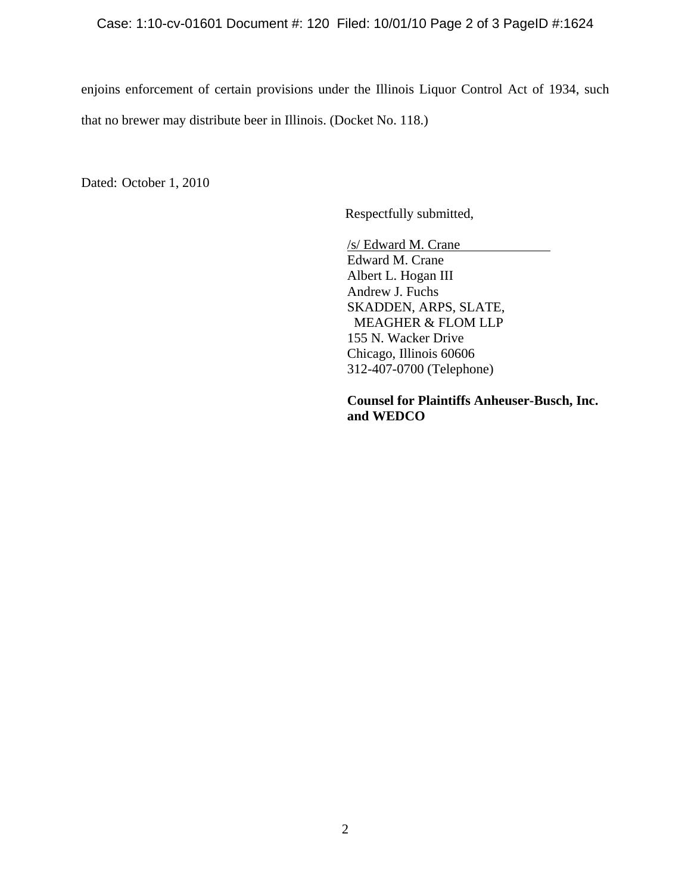enjoins enforcement of certain provisions under the Illinois Liquor Control Act of 1934, such that no brewer may distribute beer in Illinois. (Docket No. 118.)

Dated: October 1, 2010

Respectfully submitted,

/s/ Edward M. Crane
Edward M. Crane
Albert L. Hogan III
Andrew J. Fuchs
SKADDEN, ARPS, SLATE,
MEAGHER & FLOM LLP
155 N. Wacker Drive
Chicago, Illinois 60606
312-407-0700 (Telephone)

**Counsel for Plaintiffs Anheuser-Busch, Inc. and WEDCO**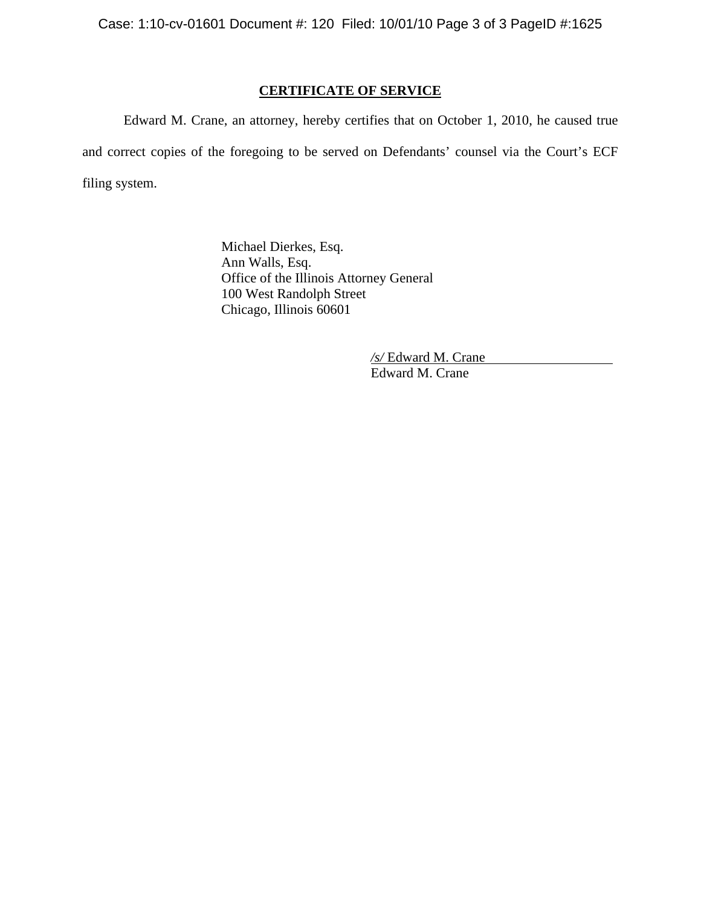**CERTIFICATE OF SERVICE**

Edward M. Crane, an attorney, hereby certifies that on October 1, 2010, he caused true and correct copies of the foregoing to be served on Defendants' counsel via the Court's ECF filing system.

Michael Dierkes, Esq.
Ann Walls, Esq.
Office of the Illinois Attorney General
100 West Randolph Street
Chicago, Illinois 60601

*/s/* Edward M. Crane
Edward M. Crane